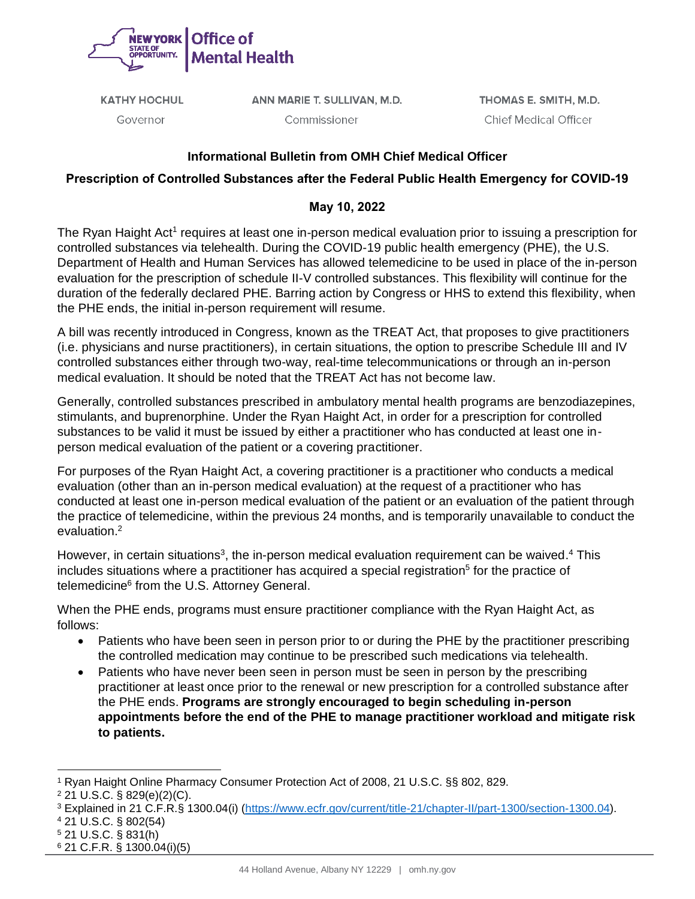NEW YORK STATE OF OPPORTUNITY. | Office of Mental Health

KATHY HOCHUL
Governor

ANN MARIE T. SULLIVAN, M.D.
Commissioner

THOMAS E. SMITH, M.D.
Chief Medical Officer

**Informational Bulletin from OMH Chief Medical Officer**

**Prescription of Controlled Substances after the Federal Public Health Emergency for COVID-19**

**May 10, 2022**

The Ryan Haight Act[1] requires at least one in-person medical evaluation prior to issuing a prescription for controlled substances via telehealth. During the COVID-19 public health emergency (PHE), the U.S. Department of Health and Human Services has allowed telemedicine to be used in place of the in-person evaluation for the prescription of schedule II-V controlled substances. This flexibility will continue for the duration of the federally declared PHE. Barring action by Congress or HHS to extend this flexibility, when the PHE ends, the initial in-person requirement will resume.

A bill was recently introduced in Congress, known as the TREAT Act, that proposes to give practitioners (i.e. physicians and nurse practitioners), in certain situations, the option to prescribe Schedule III and IV controlled substances either through two-way, real-time telecommunications or through an in-person medical evaluation. It should be noted that the TREAT Act has not become law.

Generally, controlled substances prescribed in ambulatory mental health programs are benzodiazepines, stimulants, and buprenorphine. Under the Ryan Haight Act, in order for a prescription for controlled substances to be valid it must be issued by either a practitioner who has conducted at least one in-person medical evaluation of the patient or a covering practitioner.

For purposes of the Ryan Haight Act, a covering practitioner is a practitioner who conducts a medical evaluation (other than an in-person medical evaluation) at the request of a practitioner who has conducted at least one in-person medical evaluation of the patient or an evaluation of the patient through the practice of telemedicine, within the previous 24 months, and is temporarily unavailable to conduct the evaluation.[2]

However, in certain situations[3], the in-person medical evaluation requirement can be waived.[4] This includes situations where a practitioner has acquired a special registration[5] for the practice of telemedicine[6] from the U.S. Attorney General.

When the PHE ends, programs must ensure practitioner compliance with the Ryan Haight Act, as follows:

- Patients who have been seen in person prior to or during the PHE by the practitioner prescribing the controlled medication may continue to be prescribed such medications via telehealth.
- Patients who have never been seen in person must be seen in person by the prescribing practitioner at least once prior to the renewal or new prescription for a controlled substance after the PHE ends. **Programs are strongly encouraged to begin scheduling in-person appointments before the end of the PHE to manage practitioner workload and mitigate risk to patients.**

---

[1] Ryan Haight Online Pharmacy Consumer Protection Act of 2008, 21 U.S.C. §§ 802, 829.

[2] 21 U.S.C. § 829(e)(2)(C).

[3] Explained in 21 C.F.R.§ 1300.04(i) (https://www.ecfr.gov/current/title-21/chapter-II/part-1300/section-1300.04).

[4] 21 U.S.C. § 802(54)

[5] 21 U.S.C. § 831(h)

[6] 21 C.F.R. § 1300.04(i)(5)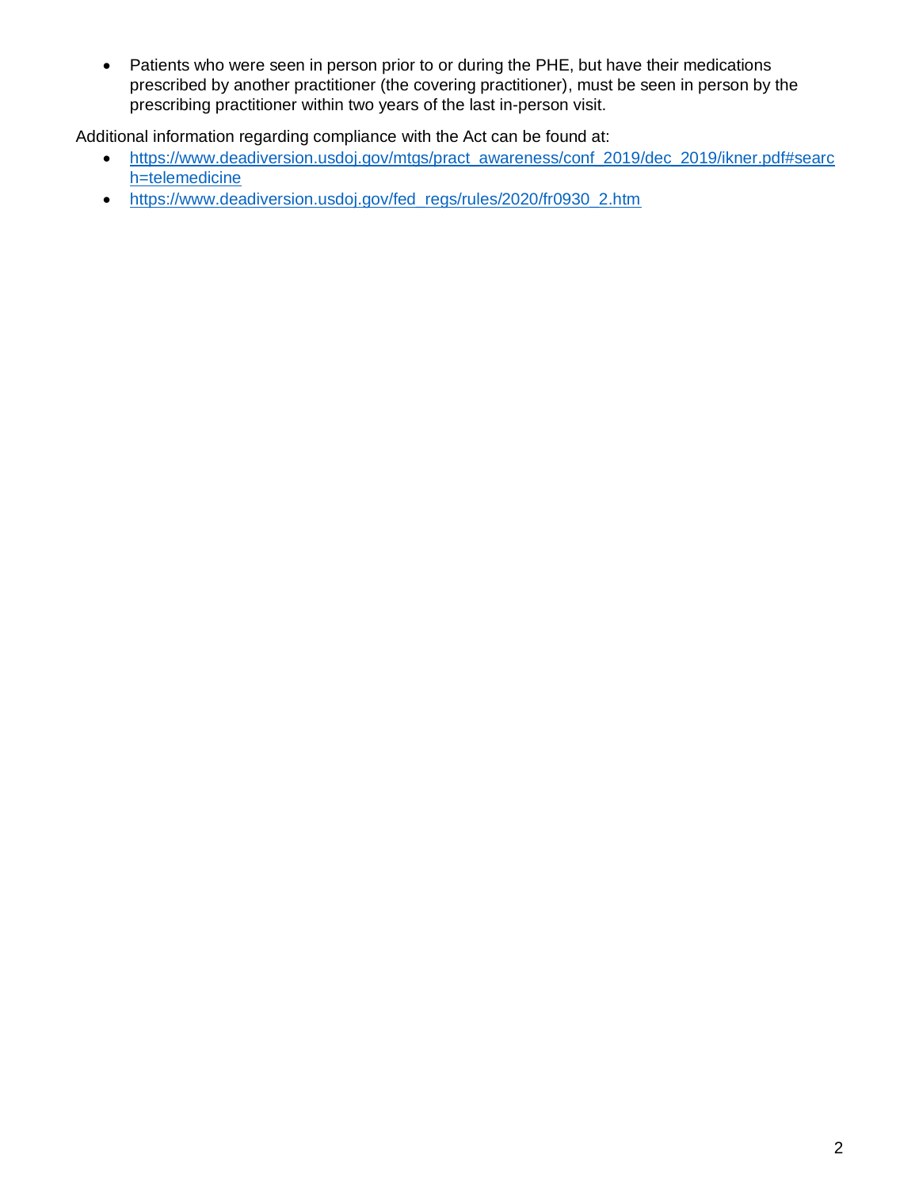- Patients who were seen in person prior to or during the PHE, but have their medications prescribed by another practitioner (the covering practitioner), must be seen in person by the prescribing practitioner within two years of the last in-person visit.

Additional information regarding compliance with the Act can be found at:

- https://www.deadiversion.usdoj.gov/mtgs/pract_awareness/conf_2019/dec_2019/ikner.pdf#search=telemedicine
- https://www.deadiversion.usdoj.gov/fed_regs/rules/2020/fr0930_2.htm